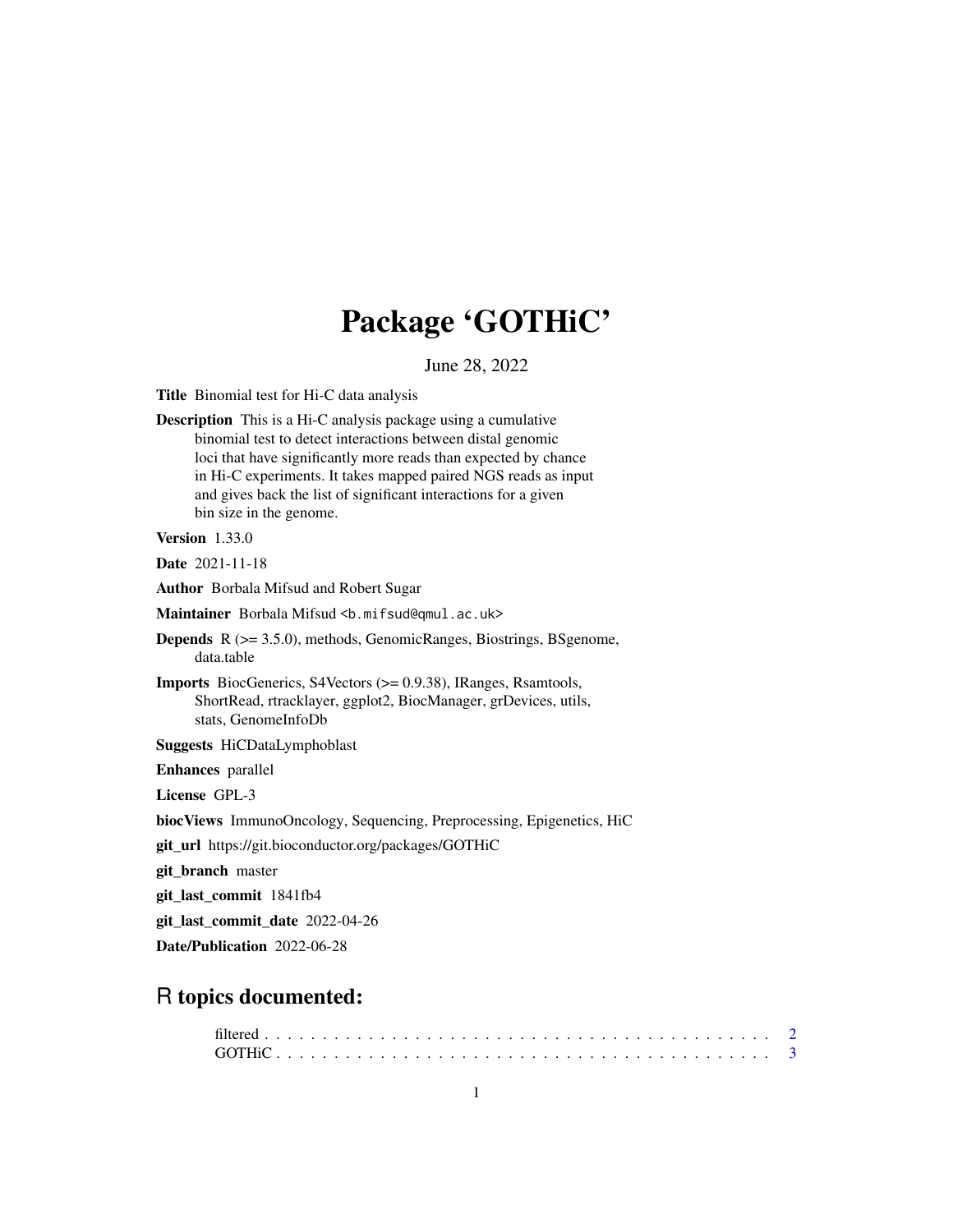# Package 'GOTHiC'

June 28, 2022

**Title** Binomial test for Hi-C data analysis

**Description** This is a Hi-C analysis package using a cumulative binomial test to detect interactions between distal genomic loci that have significantly more reads than expected by chance in Hi-C experiments. It takes mapped paired NGS reads as input and gives back the list of significant interactions for a given bin size in the genome.

**Version** 1.33.0

**Date** 2021-11-18

**Author** Borbala Mifsud and Robert Sugar

**Maintainer** Borbala Mifsud <b.mifsud@qmul.ac.uk>

**Depends** R (>= 3.5.0), methods, GenomicRanges, Biostrings, BSgenome, data.table

**Imports** BiocGenerics, S4Vectors (>= 0.9.38), IRanges, Rsamtools, ShortRead, rtracklayer, ggplot2, BiocManager, grDevices, utils, stats, GenomeInfoDb

**Suggests** HiCDataLymphoblast

**Enhances** parallel

**License** GPL-3

**biocViews** ImmunoOncology, Sequencing, Preprocessing, Epigenetics, HiC

**git_url** https://git.bioconductor.org/packages/GOTHiC

**git_branch** master

**git_last_commit** 1841fb4

**git_last_commit_date** 2022-04-26

**Date/Publication** 2022-06-28

## R topics documented:

filtered . . . . . . . . . . . . . . . . . . . . . . . . . . . . . . . . . . . . . . . . . . . 2
GOTHiC . . . . . . . . . . . . . . . . . . . . . . . . . . . . . . . . . . . . . . . . . . . 3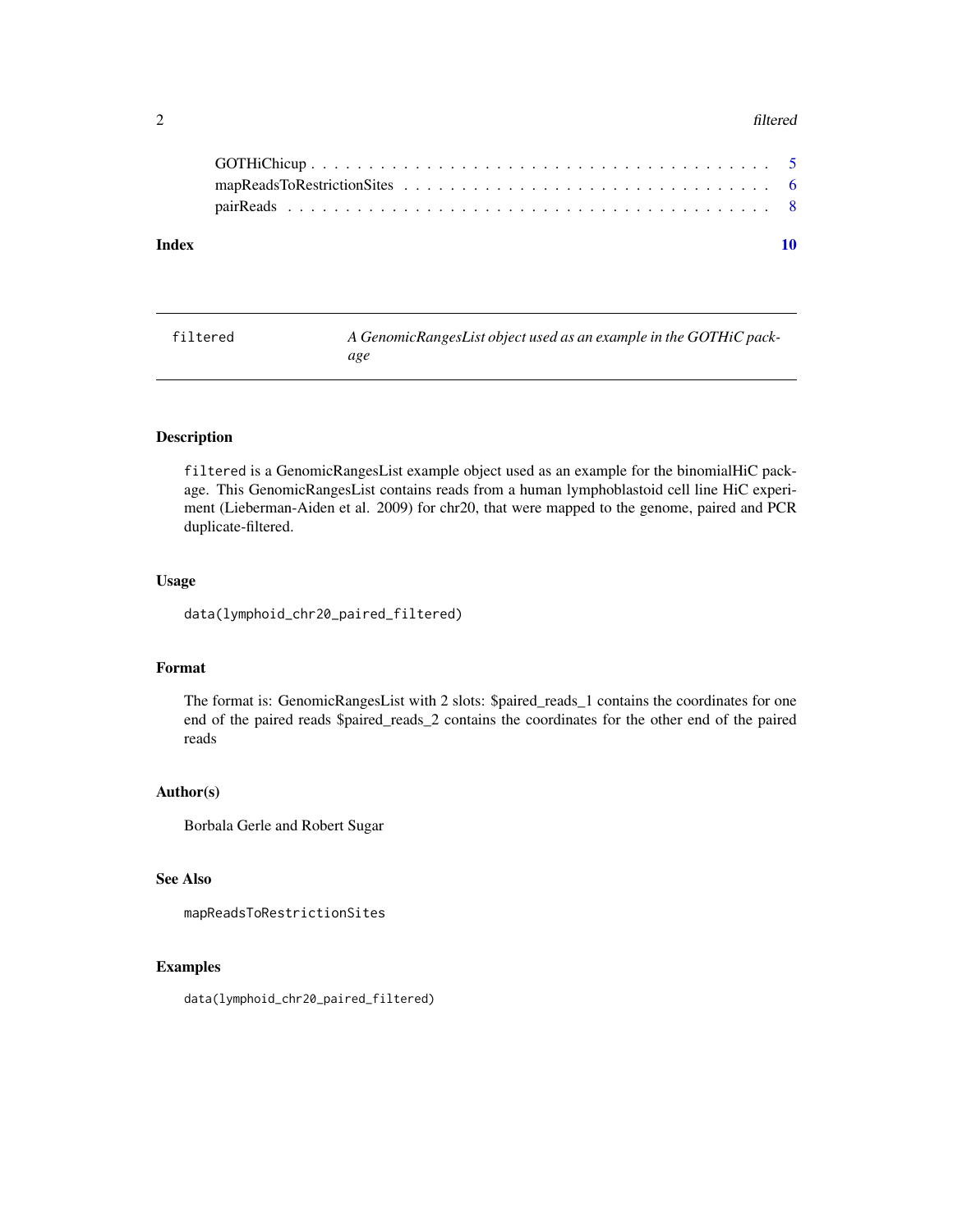GOTHiChicup . . . . . . . . . . . . . . . . . . . . . . . . . . . . . . . . . . . . . . 5
mapReadsToRestrictionSites . . . . . . . . . . . . . . . . . . . . . . . . . . . . . . . 6
pairReads . . . . . . . . . . . . . . . . . . . . . . . . . . . . . . . . . . . . . . . . 8

**Index** **10**

---

filtered — *A GenomicRangesList object used as an example in the GOTHiC package*

---

## Description

filtered is a GenomicRangesList example object used as an example for the binomialHiC package. This GenomicRangesList contains reads from a human lymphoblastoid cell line HiC experiment (Lieberman-Aiden et al. 2009) for chr20, that were mapped to the genome, paired and PCR duplicate-filtered.

## Usage

```
data(lymphoid_chr20_paired_filtered)
```

## Format

The format is: GenomicRangesList with 2 slots: $paired_reads_1 contains the coordinates for one end of the paired reads $paired_reads_2 contains the coordinates for the other end of the paired reads

## Author(s)

Borbala Gerle and Robert Sugar

## See Also

mapReadsToRestrictionSites

## Examples

```
data(lymphoid_chr20_paired_filtered)
```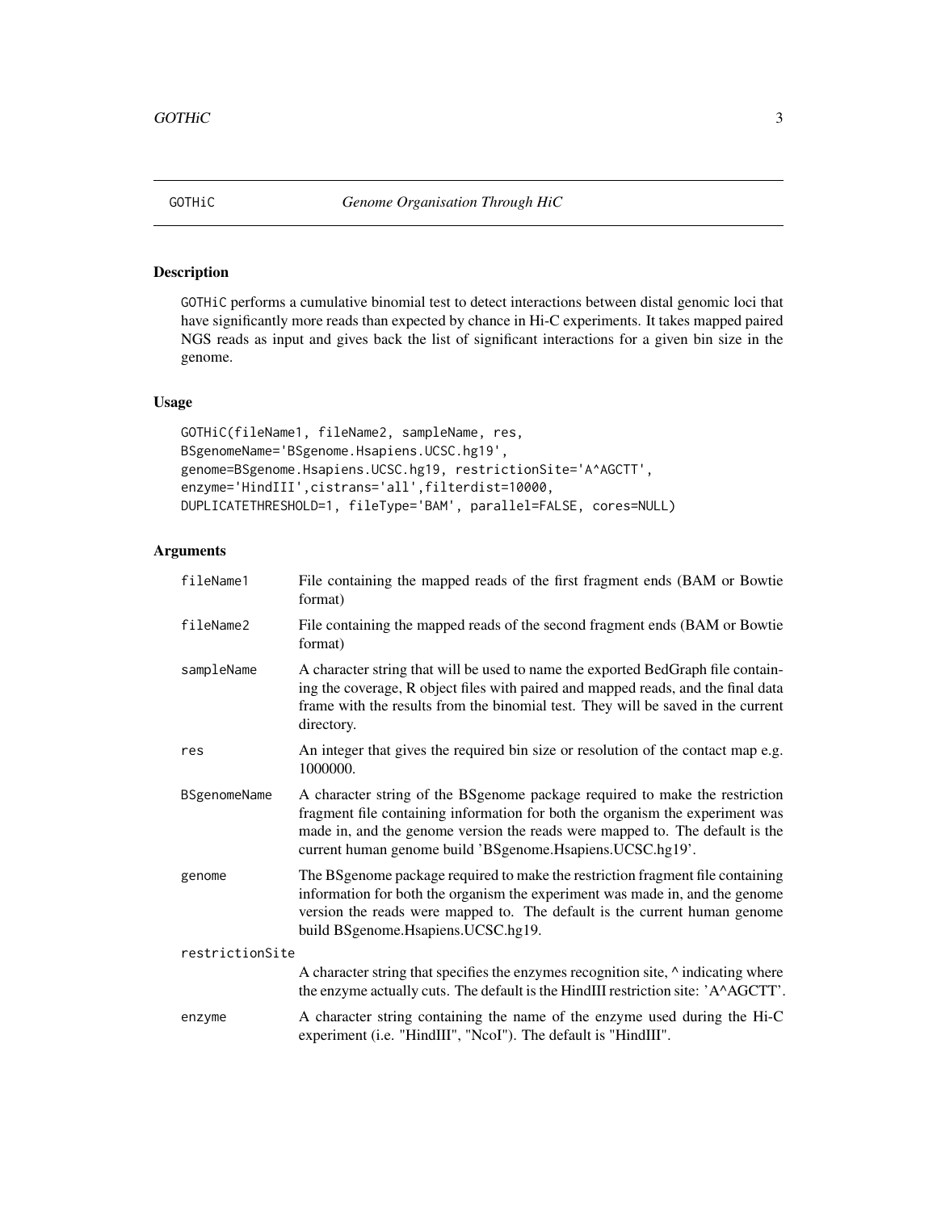`GOTHiC` *Genome Organisation Through HiC*

## Description

`GOTHiC` performs a cumulative binomial test to detect interactions between distal genomic loci that have significantly more reads than expected by chance in Hi-C experiments. It takes mapped paired NGS reads as input and gives back the list of significant interactions for a given bin size in the genome.

## Usage

```
GOTHiC(fileName1, fileName2, sampleName, res,
BSgenomeName='BSgenome.Hsapiens.UCSC.hg19',
genome=BSgenome.Hsapiens.UCSC.hg19, restrictionSite='A^AGCTT',
enzyme='HindIII',cistrans='all',filterdist=10000,
DUPLICATETHRESHOLD=1, fileType='BAM', parallel=FALSE, cores=NULL)
```

## Arguments

| | |
|---|---|
| `fileName1` | File containing the mapped reads of the first fragment ends (BAM or Bowtie format) |
| `fileName2` | File containing the mapped reads of the second fragment ends (BAM or Bowtie format) |
| `sampleName` | A character string that will be used to name the exported BedGraph file containing the coverage, R object files with paired and mapped reads, and the final data frame with the results from the binomial test. They will be saved in the current directory. |
| `res` | An integer that gives the required bin size or resolution of the contact map e.g. 1000000. |
| `BSgenomeName` | A character string of the BSgenome package required to make the restriction fragment file containing information for both the organism the experiment was made in, and the genome version the reads were mapped to. The default is the current human genome build 'BSgenome.Hsapiens.UCSC.hg19'. |
| `genome` | The BSgenome package required to make the restriction fragment file containing information for both the organism the experiment was made in, and the genome version the reads were mapped to. The default is the current human genome build BSgenome.Hsapiens.UCSC.hg19. |
| `restrictionSite` | A character string that specifies the enzymes recognition site, ^ indicating where the enzyme actually cuts. The default is the HindIII restriction site: 'A^AGCTT'. |
| `enzyme` | A character string containing the name of the enzyme used during the Hi-C experiment (i.e. "HindIII", "NcoI"). The default is "HindIII". |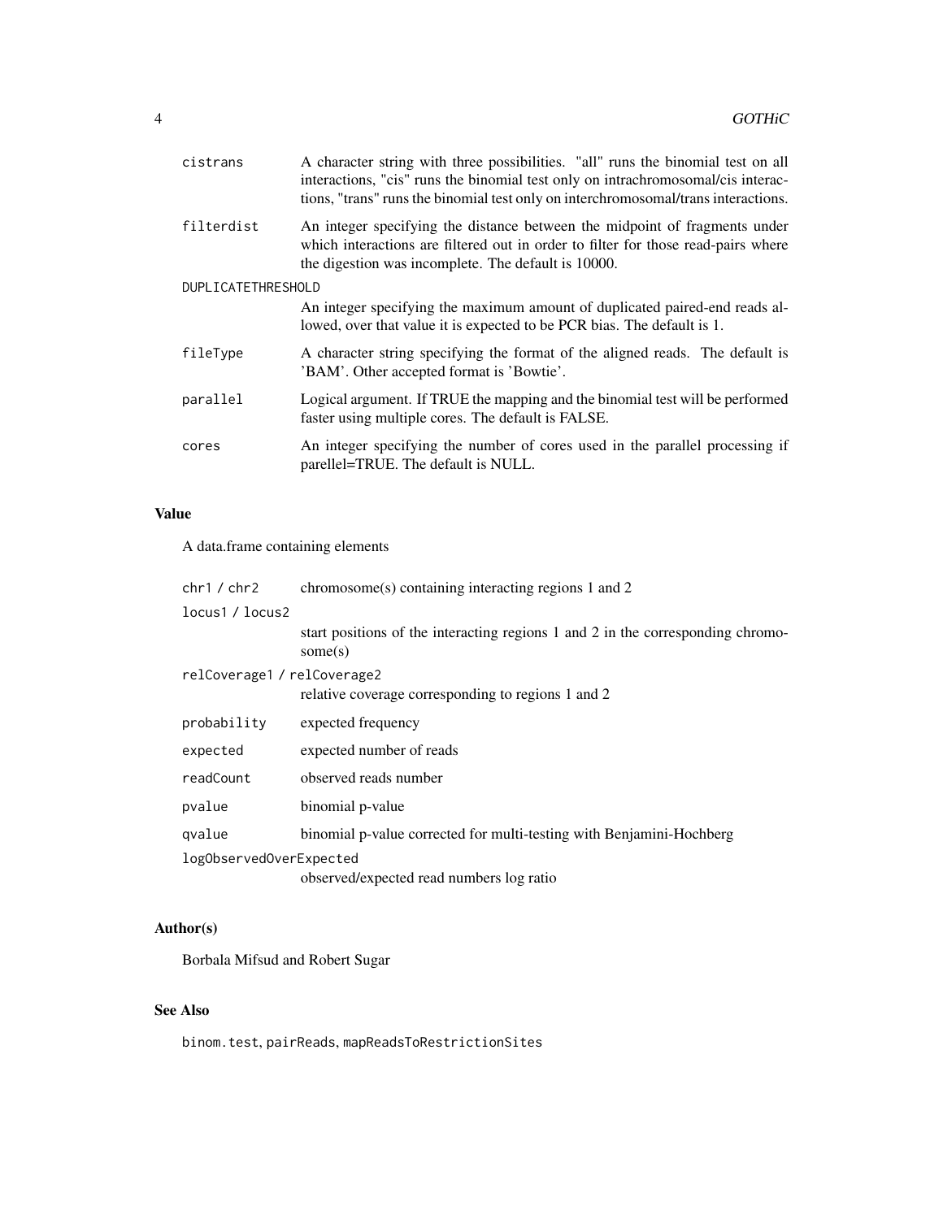| | |
|---|---|
| `cistrans` | A character string with three possibilities. "all" runs the binomial test on all interactions, "cis" runs the binomial test only on intrachromosomal/cis interactions, "trans" runs the binomial test only on interchromosomal/trans interactions. |
| `filterdist` | An integer specifying the distance between the midpoint of fragments under which interactions are filtered out in order to filter for those read-pairs where the digestion was incomplete. The default is 10000. |
| `DUPLICATETHRESHOLD` | An integer specifying the maximum amount of duplicated paired-end reads allowed, over that value it is expected to be PCR bias. The default is 1. |
| `fileType` | A character string specifying the format of the aligned reads. The default is 'BAM'. Other accepted format is 'Bowtie'. |
| `parallel` | Logical argument. If TRUE the mapping and the binomial test will be performed faster using multiple cores. The default is FALSE. |
| `cores` | An integer specifying the number of cores used in the parallel processing if parellel=TRUE. The default is NULL. |

## Value

A data.frame containing elements

| | |
|---|---|
| `chr1` / `chr2` | chromosome(s) containing interacting regions 1 and 2 |
| `locus1` / `locus2` | start positions of the interacting regions 1 and 2 in the corresponding chromosome(s) |
| `relCoverage1` / `relCoverage2` | relative coverage corresponding to regions 1 and 2 |
| `probability` | expected frequency |
| `expected` | expected number of reads |
| `readCount` | observed reads number |
| `pvalue` | binomial p-value |
| `qvalue` | binomial p-value corrected for multi-testing with Benjamini-Hochberg |
| `logObservedOverExpected` | observed/expected read numbers log ratio |

## Author(s)

Borbala Mifsud and Robert Sugar

## See Also

`binom.test`, `pairReads`, `mapReadsToRestrictionSites`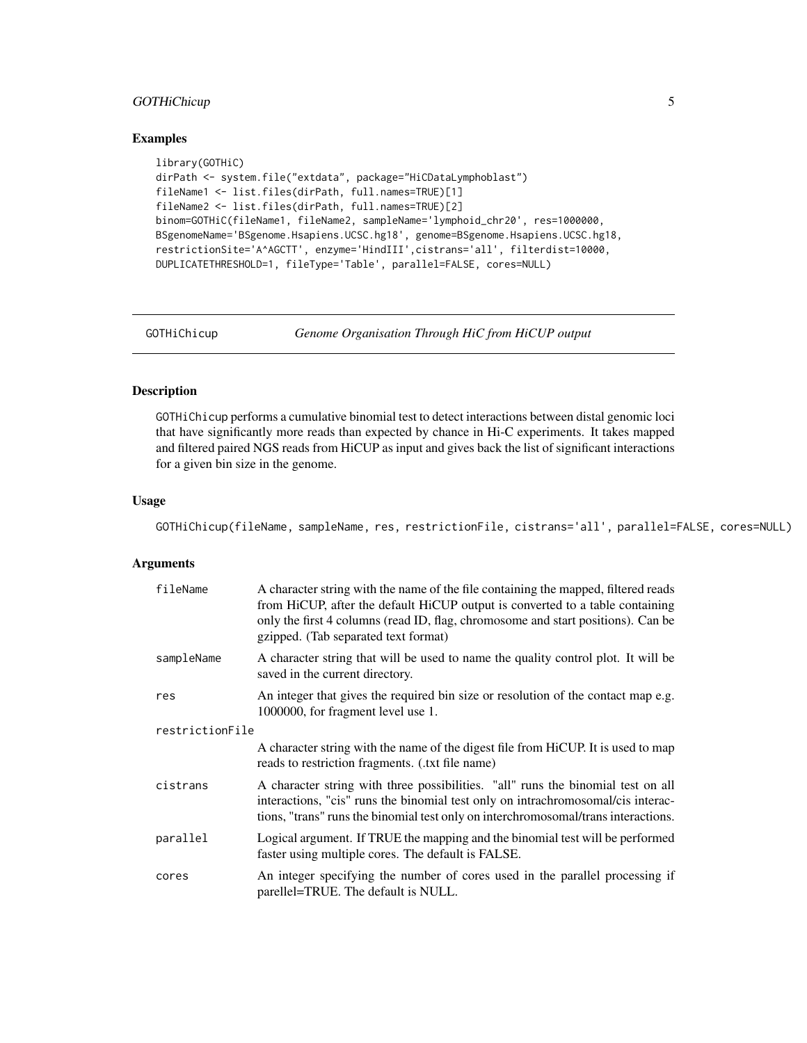## Examples

```
library(GOTHiC)
dirPath <- system.file("extdata", package="HiCDataLymphoblast")
fileName1 <- list.files(dirPath, full.names=TRUE)[1]
fileName2 <- list.files(dirPath, full.names=TRUE)[2]
binom=GOTHiC(fileName1, fileName2, sampleName='lymphoid_chr20', res=1000000,
BSgenomeName='BSgenome.Hsapiens.UCSC.hg18', genome=BSgenome.Hsapiens.UCSC.hg18,
restrictionSite='A^AGCTT', enzyme='HindIII',cistrans='all', filterdist=10000,
DUPLICATETHRESHOLD=1, fileType='Table', parallel=FALSE, cores=NULL)
```

---

# GOTHiChicup — *Genome Organisation Through HiC from HiCUP output*

---

## Description

GOTHiChicup performs a cumulative binomial test to detect interactions between distal genomic loci that have significantly more reads than expected by chance in Hi-C experiments. It takes mapped and filtered paired NGS reads from HiCUP as input and gives back the list of significant interactions for a given bin size in the genome.

## Usage

```
GOTHiChicup(fileName, sampleName, res, restrictionFile, cistrans='all', parallel=FALSE, cores=NULL)
```

## Arguments

| | |
|---|---|
| `fileName` | A character string with the name of the file containing the mapped, filtered reads from HiCUP, after the default HiCUP output is converted to a table containing only the first 4 columns (read ID, flag, chromosome and start positions). Can be gzipped. (Tab separated text format) |
| `sampleName` | A character string that will be used to name the quality control plot. It will be saved in the current directory. |
| `res` | An integer that gives the required bin size or resolution of the contact map e.g. 1000000, for fragment level use 1. |
| `restrictionFile` | A character string with the name of the digest file from HiCUP. It is used to map reads to restriction fragments. (.txt file name) |
| `cistrans` | A character string with three possibilities. "all" runs the binomial test on all interactions, "cis" runs the binomial test only on intrachromosomal/cis interactions, "trans" runs the binomial test only on interchromosomal/trans interactions. |
| `parallel` | Logical argument. If TRUE the mapping and the binomial test will be performed faster using multiple cores. The default is FALSE. |
| `cores` | An integer specifying the number of cores used in the parallel processing if parellel=TRUE. The default is NULL. |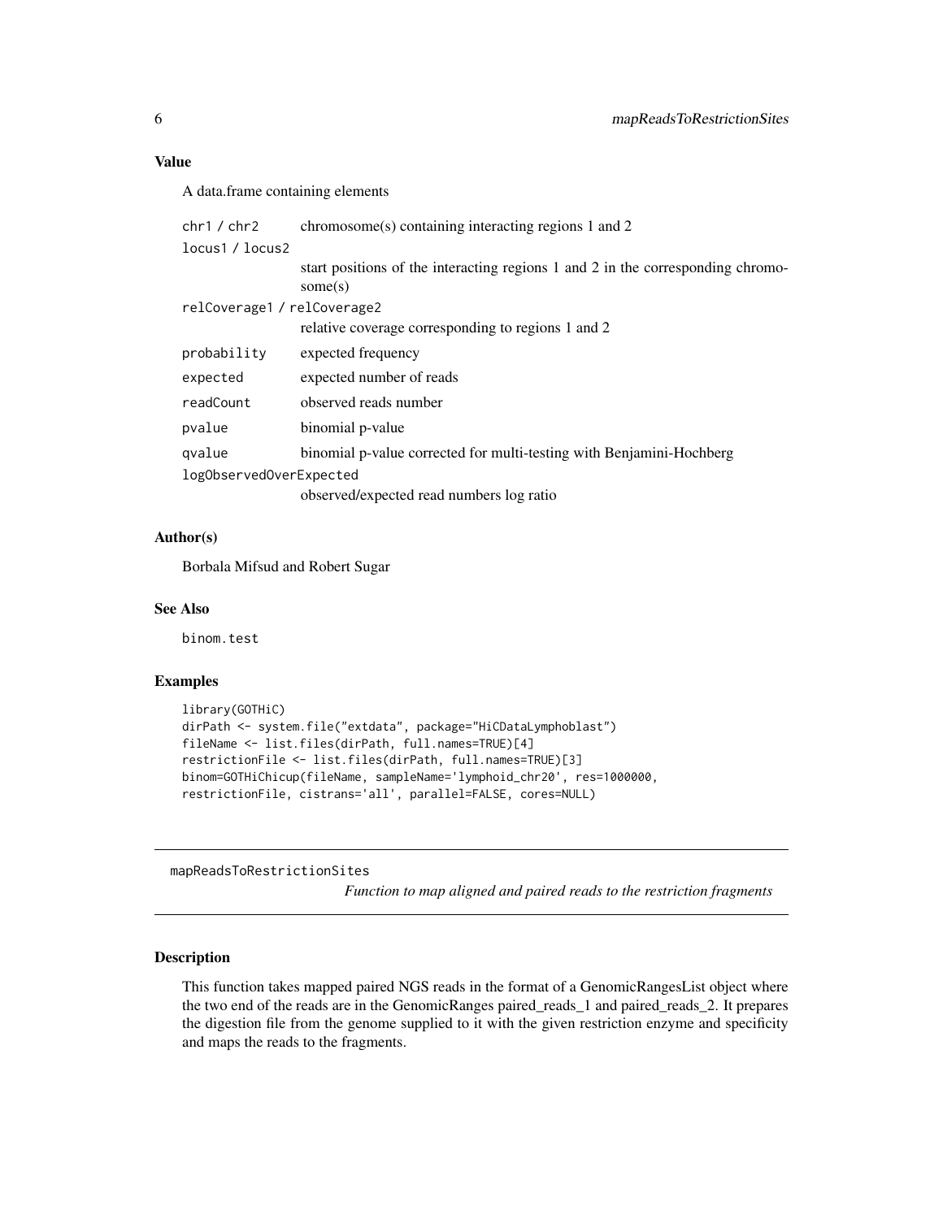### Value

A data.frame containing elements

| | |
|---|---|
| `chr1` / `chr2` | chromosome(s) containing interacting regions 1 and 2 |
| `locus1` / `locus2` | start positions of the interacting regions 1 and 2 in the corresponding chromosome(s) |
| `relCoverage1` / `relCoverage2` | relative coverage corresponding to regions 1 and 2 |
| `probability` | expected frequency |
| `expected` | expected number of reads |
| `readCount` | observed reads number |
| `pvalue` | binomial p-value |
| `qvalue` | binomial p-value corrected for multi-testing with Benjamini-Hochberg |
| `logObservedOverExpected` | observed/expected read numbers log ratio |

### Author(s)

Borbala Mifsud and Robert Sugar

### See Also

binom.test

### Examples

```
library(GOTHiC)
dirPath <- system.file("extdata", package="HiCDataLymphoblast")
fileName <- list.files(dirPath, full.names=TRUE)[4]
restrictionFile <- list.files(dirPath, full.names=TRUE)[3]
binom=GOTHiChicup(fileName, sampleName='lymphoid_chr20', res=1000000,
restrictionFile, cistrans='all', parallel=FALSE, cores=NULL)
```

---

## mapReadsToRestrictionSites

*Function to map aligned and paired reads to the restriction fragments*

---

### Description

This function takes mapped paired NGS reads in the format of a GenomicRangesList object where the two end of the reads are in the GenomicRanges paired_reads_1 and paired_reads_2. It prepares the digestion file from the genome supplied to it with the given restriction enzyme and specificity and maps the reads to the fragments.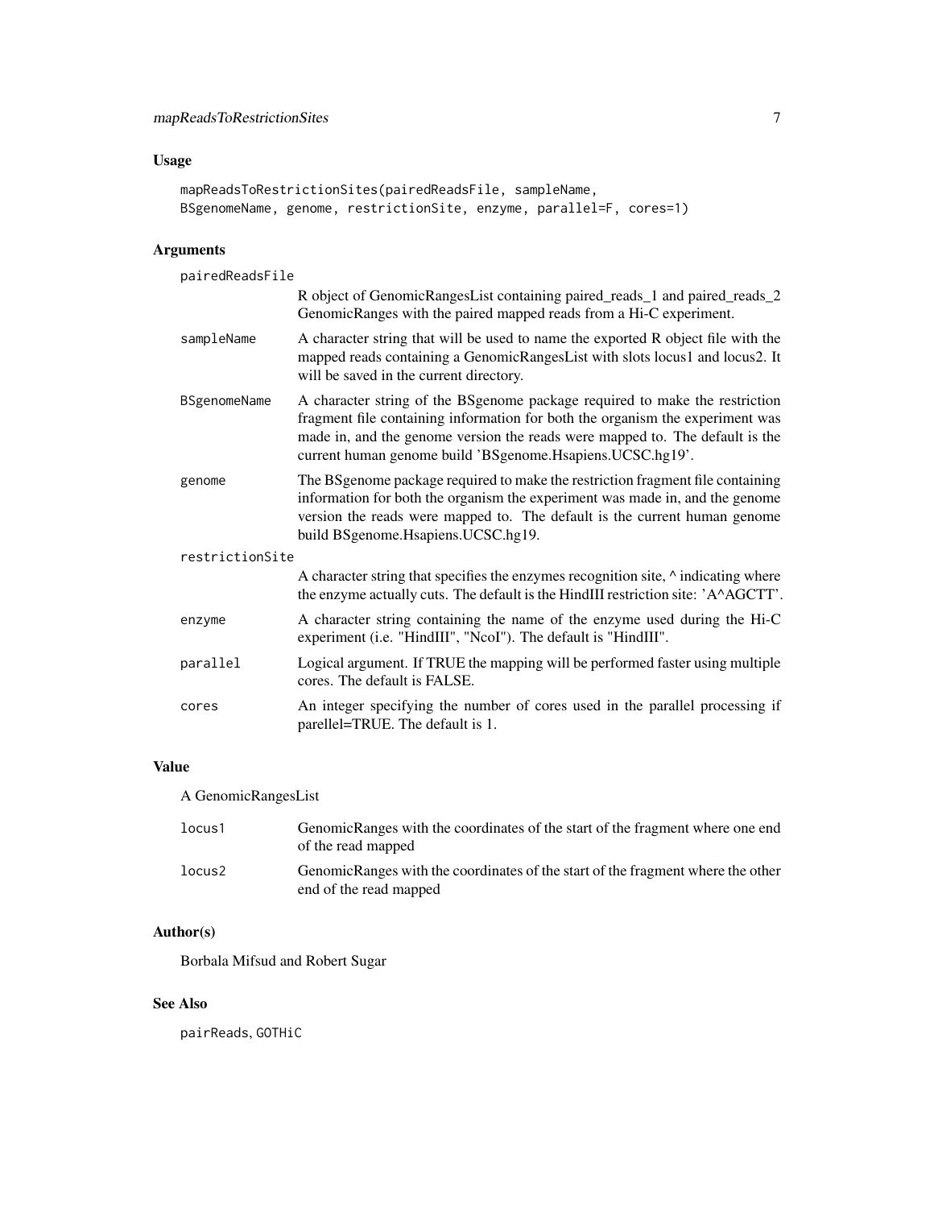### Usage

```
mapReadsToRestrictionSites(pairedReadsFile, sampleName,
BSgenomeName, genome, restrictionSite, enzyme, parallel=F, cores=1)
```

### Arguments

| | |
|---|---|
| `pairedReadsFile` | R object of GenomicRangesList containing paired_reads_1 and paired_reads_2 GenomicRanges with the paired mapped reads from a Hi-C experiment. |
| `sampleName` | A character string that will be used to name the exported R object file with the mapped reads containing a GenomicRangesList with slots locus1 and locus2. It will be saved in the current directory. |
| `BSgenomeName` | A character string of the BSgenome package required to make the restriction fragment file containing information for both the organism the experiment was made in, and the genome version the reads were mapped to. The default is the current human genome build 'BSgenome.Hsapiens.UCSC.hg19'. |
| `genome` | The BSgenome package required to make the restriction fragment file containing information for both the organism the experiment was made in, and the genome version the reads were mapped to. The default is the current human genome build BSgenome.Hsapiens.UCSC.hg19. |
| `restrictionSite` | A character string that specifies the enzymes recognition site, ^ indicating where the enzyme actually cuts. The default is the HindIII restriction site: 'A^AGCTT'. |
| `enzyme` | A character string containing the name of the enzyme used during the Hi-C experiment (i.e. "HindIII", "NcoI"). The default is "HindIII". |
| `parallel` | Logical argument. If TRUE the mapping will be performed faster using multiple cores. The default is FALSE. |
| `cores` | An integer specifying the number of cores used in the parallel processing if parellel=TRUE. The default is 1. |

### Value

A GenomicRangesList

| | |
|---|---|
| `locus1` | GenomicRanges with the coordinates of the start of the fragment where one end of the read mapped |
| `locus2` | GenomicRanges with the coordinates of the start of the fragment where the other end of the read mapped |

### Author(s)

Borbala Mifsud and Robert Sugar

### See Also

`pairReads`, `GOTHiC`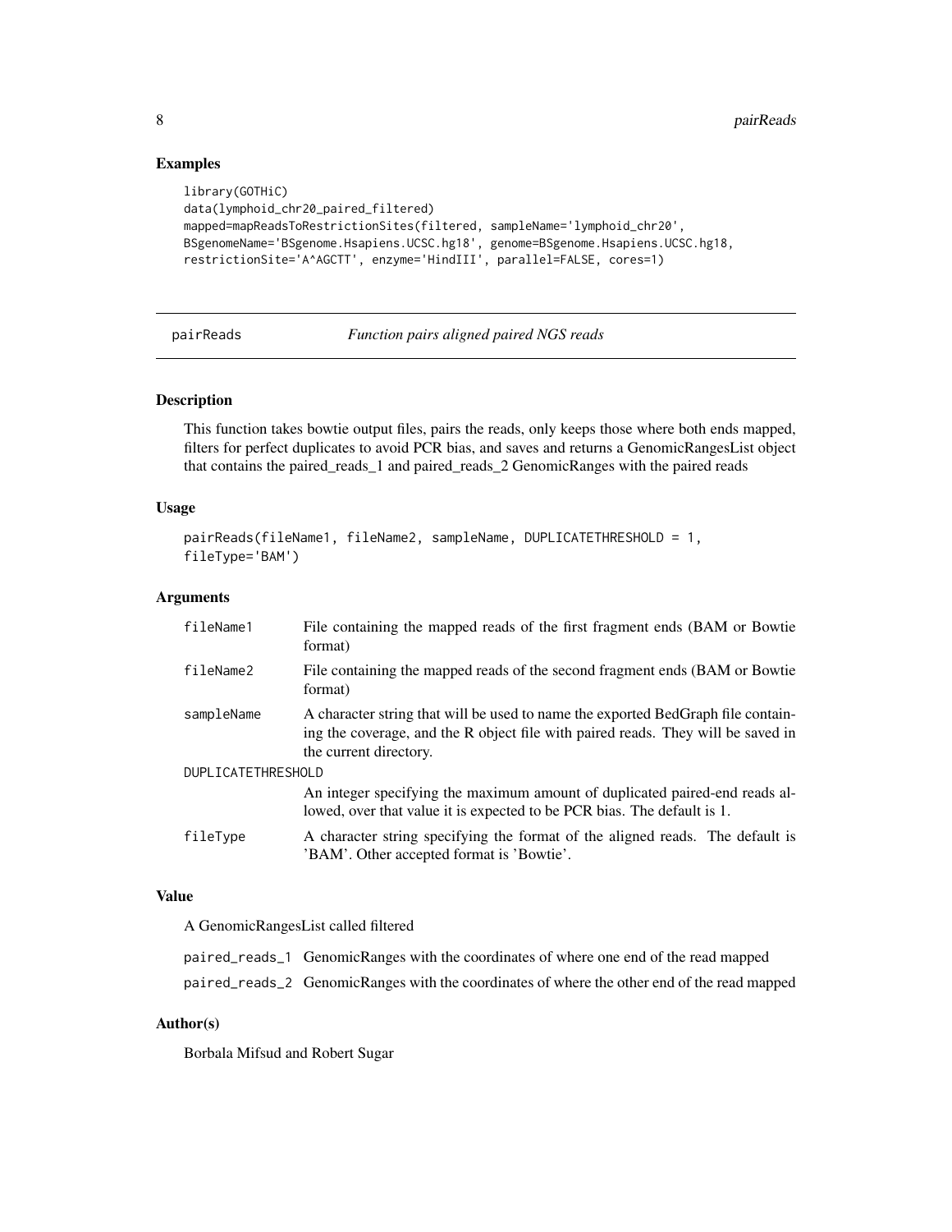## Examples

```
library(GOTHiC)
data(lymphoid_chr20_paired_filtered)
mapped=mapReadsToRestrictionSites(filtered, sampleName='lymphoid_chr20',
BSgenomeName='BSgenome.Hsapiens.UCSC.hg18', genome=BSgenome.Hsapiens.UCSC.hg18,
restrictionSite='A^AGCTT', enzyme='HindIII', parallel=FALSE, cores=1)
```

---

# pairReads *Function pairs aligned paired NGS reads*

---

## Description

This function takes bowtie output files, pairs the reads, only keeps those where both ends mapped, filters for perfect duplicates to avoid PCR bias, and saves and returns a GenomicRangesList object that contains the paired_reads_1 and paired_reads_2 GenomicRanges with the paired reads

## Usage

```
pairReads(fileName1, fileName2, sampleName, DUPLICATETHRESHOLD = 1,
fileType='BAM')
```

## Arguments

| | |
|---|---|
| fileName1 | File containing the mapped reads of the first fragment ends (BAM or Bowtie format) |
| fileName2 | File containing the mapped reads of the second fragment ends (BAM or Bowtie format) |
| sampleName | A character string that will be used to name the exported BedGraph file containing the coverage, and the R object file with paired reads. They will be saved in the current directory. |
| DUPLICATETHRESHOLD | An integer specifying the maximum amount of duplicated paired-end reads allowed, over that value it is expected to be PCR bias. The default is 1. |
| fileType | A character string specifying the format of the aligned reads. The default is 'BAM'. Other accepted format is 'Bowtie'. |

## Value

A GenomicRangesList called filtered

| | |
|---|---|
| paired_reads_1 | GenomicRanges with the coordinates of where one end of the read mapped |
| paired_reads_2 | GenomicRanges with the coordinates of where the other end of the read mapped |

## Author(s)

Borbala Mifsud and Robert Sugar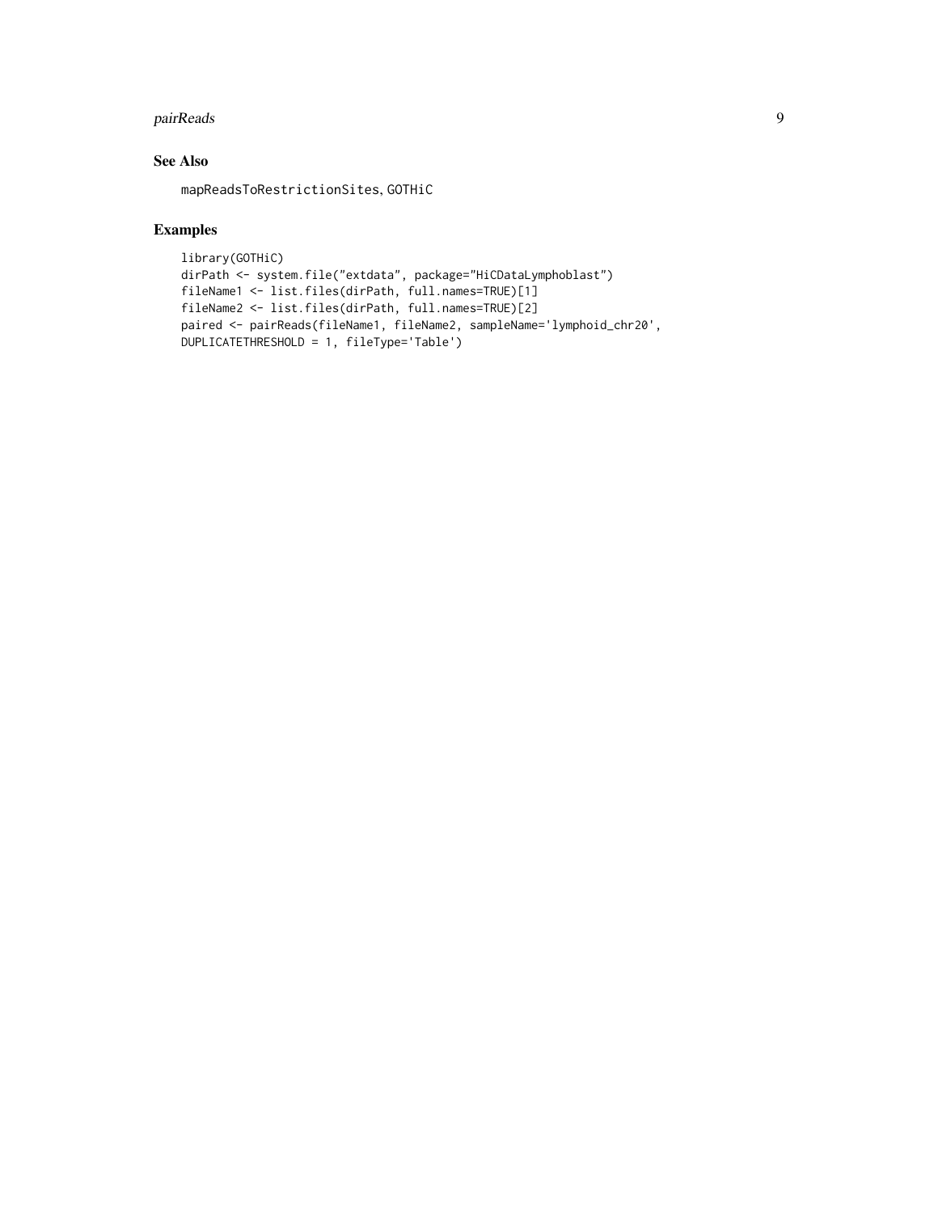## See Also

`mapReadsToRestrictionSites`, `GOTHiC`

## Examples

```
library(GOTHiC)
dirPath <- system.file("extdata", package="HiCDataLymphoblast")
fileName1 <- list.files(dirPath, full.names=TRUE)[1]
fileName2 <- list.files(dirPath, full.names=TRUE)[2]
paired <- pairReads(fileName1, fileName2, sampleName='lymphoid_chr20',
DUPLICATETHRESHOLD = 1, fileType='Table')
```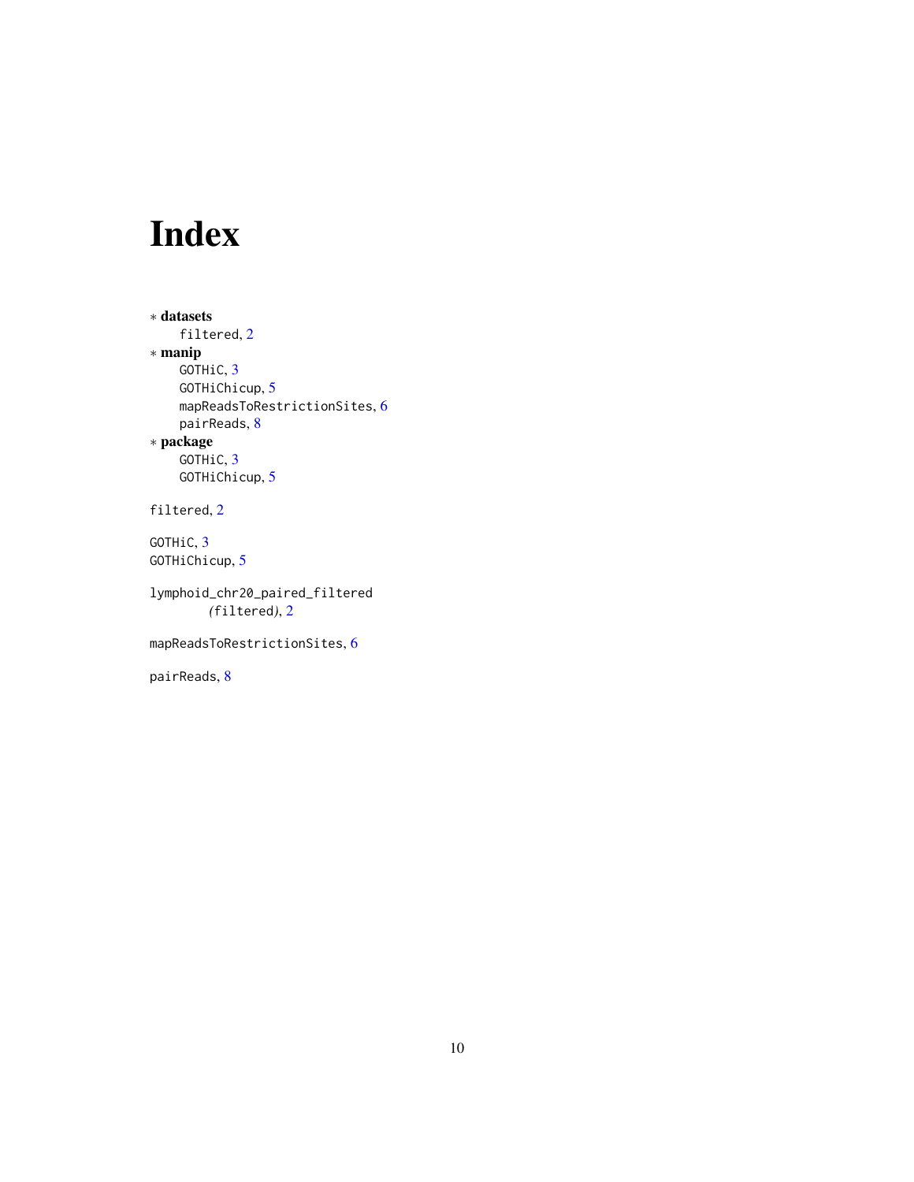# Index

∗ **datasets**
  filtered, 2
∗ **manip**
  GOTHiC, 3
  GOTHiChicup, 5
  mapReadsToRestrictionSites, 6
  pairReads, 8
∗ **package**
  GOTHiC, 3
  GOTHiChicup, 5

filtered, 2

GOTHiC, 3
GOTHiChicup, 5

lymphoid_chr20_paired_filtered
  *(*filtered*)*, 2

mapReadsToRestrictionSites, 6

pairReads, 8